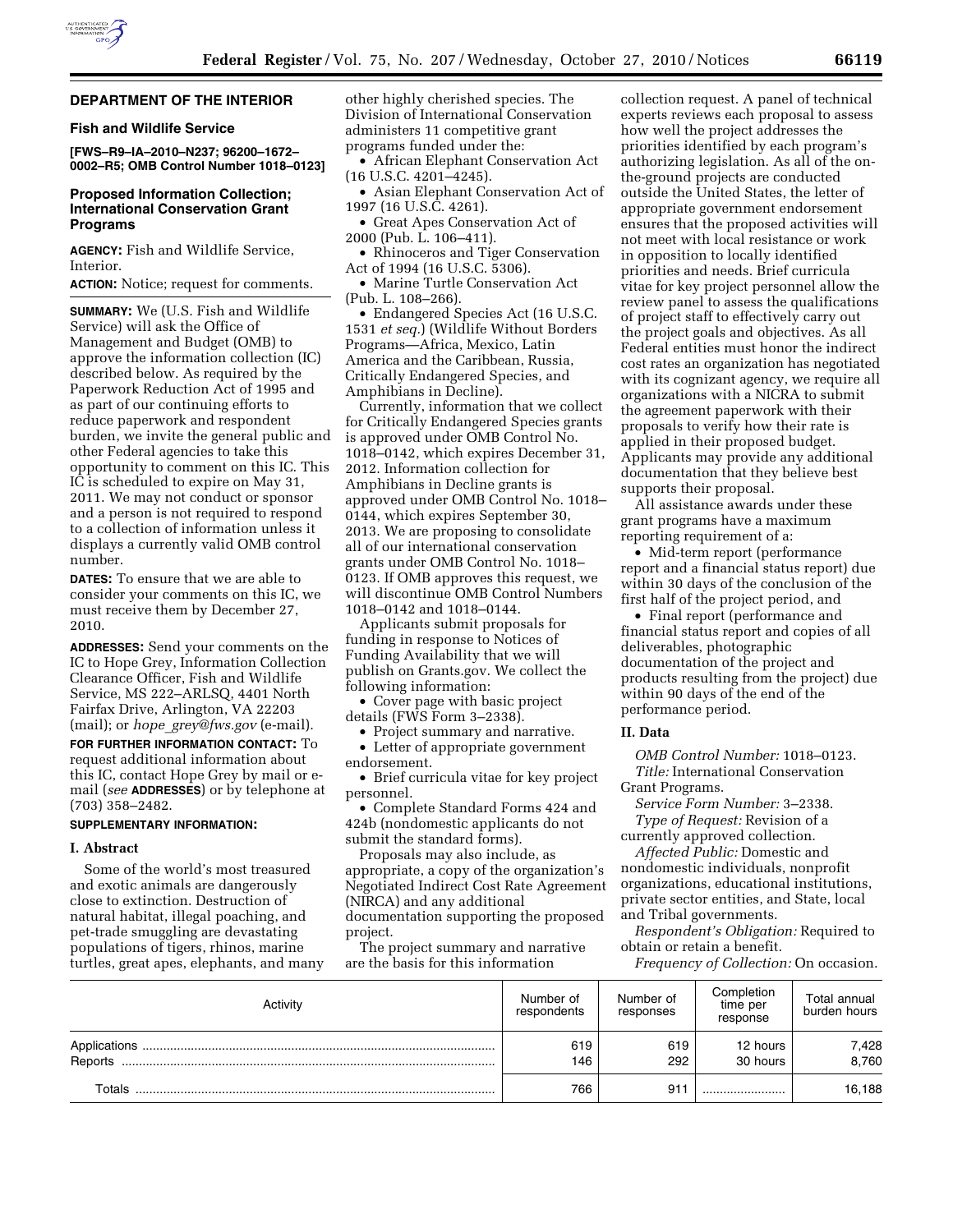## DEPARTMENT OF THE INTERIOR

### Fish and Wildlife Service

**[FWS–R9–IA–2010–N237; 96200–1672–0002–R5; OMB Control Number 1018–0123]**

### Proposed Information Collection; International Conservation Grant Programs

**AGENCY:** Fish and Wildlife Service, Interior.

**ACTION:** Notice; request for comments.

**SUMMARY:** We (U.S. Fish and Wildlife Service) will ask the Office of Management and Budget (OMB) to approve the information collection (IC) described below. As required by the Paperwork Reduction Act of 1995 and as part of our continuing efforts to reduce paperwork and respondent burden, we invite the general public and other Federal agencies to take this opportunity to comment on this IC. This IC is scheduled to expire on May 31, 2011. We may not conduct or sponsor and a person is not required to respond to a collection of information unless it displays a currently valid OMB control number.

**DATES:** To ensure that we are able to consider your comments on this IC, we must receive them by December 27, 2010.

**ADDRESSES:** Send your comments on the IC to Hope Grey, Information Collection Clearance Officer, Fish and Wildlife Service, MS 222–ARLSQ, 4401 North Fairfax Drive, Arlington, VA 22203 (mail); or *hope_grey@fws.gov* (e-mail).

**FOR FURTHER INFORMATION CONTACT:** To request additional information about this IC, contact Hope Grey by mail or e-mail (*see* **ADDRESSES**) or by telephone at (703) 358–2482.

**SUPPLEMENTARY INFORMATION:**

#### I. Abstract

Some of the world's most treasured and exotic animals are dangerously close to extinction. Destruction of natural habitat, illegal poaching, and pet-trade smuggling are devastating populations of tigers, rhinos, marine turtles, great apes, elephants, and many other highly cherished species. The Division of International Conservation administers 11 competitive grant programs funded under the:

- African Elephant Conservation Act (16 U.S.C. 4201–4245).
- Asian Elephant Conservation Act of 1997 (16 U.S.C. 4261).
- Great Apes Conservation Act of 2000 (Pub. L. 106–411).
- Rhinoceros and Tiger Conservation Act of 1994 (16 U.S.C. 5306).
- Marine Turtle Conservation Act (Pub. L. 108–266).
- Endangered Species Act (16 U.S.C. 1531 *et seq.*) (Wildlife Without Borders Programs—Africa, Mexico, Latin America and the Caribbean, Russia, Critically Endangered Species, and Amphibians in Decline).

Currently, information that we collect for Critically Endangered Species grants is approved under OMB Control No. 1018–0142, which expires December 31, 2012. Information collection for Amphibians in Decline grants is approved under OMB Control No. 1018–0144, which expires September 30, 2013. We are proposing to consolidate all of our international conservation grants under OMB Control No. 1018–0123. If OMB approves this request, we will discontinue OMB Control Numbers 1018–0142 and 1018–0144.

Applicants submit proposals for funding in response to Notices of Funding Availability that we will publish on Grants.gov. We collect the following information:

- Cover page with basic project details (FWS Form 3–2338).
- Project summary and narrative.
- Letter of appropriate government endorsement.
- Brief curricula vitae for key project personnel.
- Complete Standard Forms 424 and 424b (nondomestic applicants do not submit the standard forms).

Proposals may also include, as appropriate, a copy of the organization's Negotiated Indirect Cost Rate Agreement (NIRCA) and any additional documentation supporting the proposed project.

The project summary and narrative are the basis for this information collection request. A panel of technical experts reviews each proposal to assess how well the project addresses the priorities identified by each program's authorizing legislation. As all of the on-the-ground projects are conducted outside the United States, the letter of appropriate government endorsement ensures that the proposed activities will not meet with local resistance or work in opposition to locally identified priorities and needs. Brief curricula vitae for key project personnel allow the review panel to assess the qualifications of project staff to effectively carry out the project goals and objectives. As all Federal entities must honor the indirect cost rates an organization has negotiated with its cognizant agency, we require all organizations with a NICRA to submit the agreement paperwork with their proposals to verify how their rate is applied in their proposed budget. Applicants may provide any additional documentation that they believe best supports their proposal.

All assistance awards under these grant programs have a maximum reporting requirement of a:

- Mid-term report (performance report and a financial status report) due within 30 days of the conclusion of the first half of the project period, and
- Final report (performance and financial status report and copies of all deliverables, photographic documentation of the project and products resulting from the project) due within 90 days of the end of the performance period.

#### II. Data

*OMB Control Number:* 1018–0123.

*Title:* International Conservation Grant Programs.

*Service Form Number:* 3–2338.

*Type of Request:* Revision of a currently approved collection.

*Affected Public:* Domestic and nondomestic individuals, nonprofit organizations, educational institutions, private sector entities, and State, local and Tribal governments.

*Respondent's Obligation:* Required to obtain or retain a benefit.

*Frequency of Collection:* On occasion.

| Activity | Number of respondents | Number of responses | Completion time per response | Total annual burden hours |
|---|---|---|---|---|
| Applications | 619 | 619 | 12 hours | 7,428 |
| Reports | 146 | 292 | 30 hours | 8,760 |
| Totals | 766 | 911 | | 16,188 |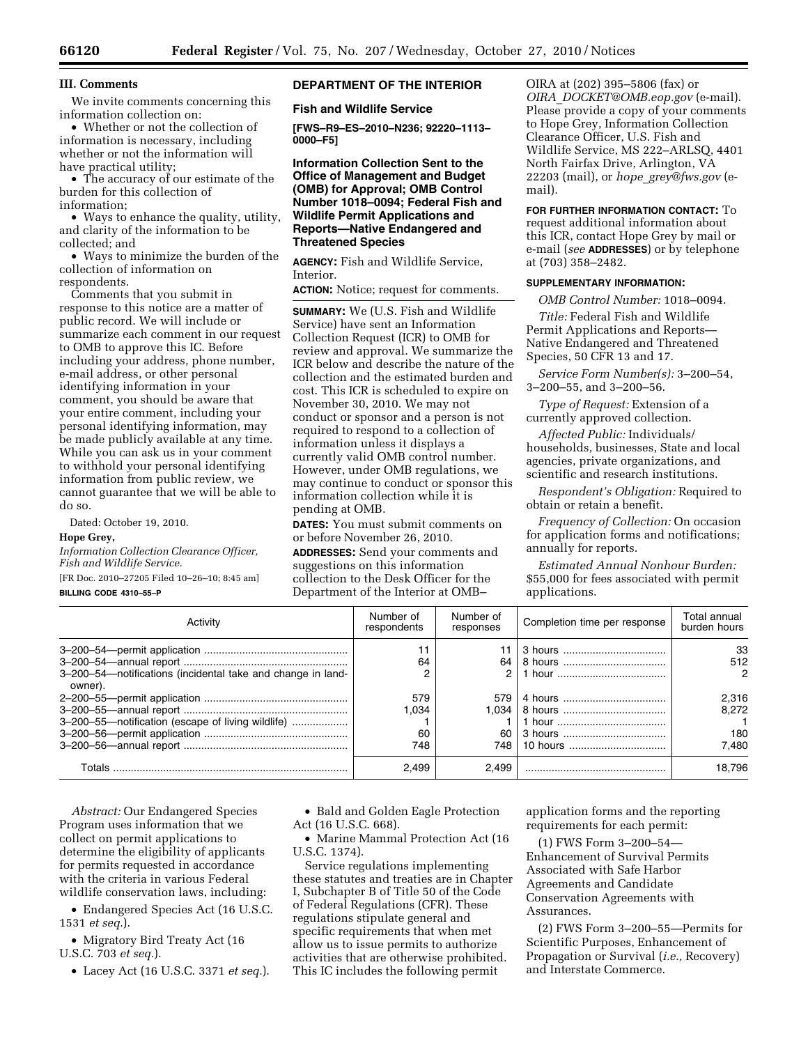## III. Comments

We invite comments concerning this information collection on:

- Whether or not the collection of information is necessary, including whether or not the information will have practical utility;
- The accuracy of our estimate of the burden for this collection of information;
- Ways to enhance the quality, utility, and clarity of the information to be collected; and
- Ways to minimize the burden of the collection of information on respondents.

Comments that you submit in response to this notice are a matter of public record. We will include or summarize each comment in our request to OMB to approve this IC. Before including your address, phone number, e-mail address, or other personal identifying information in your comment, you should be aware that your entire comment, including your personal identifying information, may be made publicly available at any time. While you can ask us in your comment to withhold your personal identifying information from public review, we cannot guarantee that we will be able to do so.

Dated: October 19, 2010.

**Hope Grey,**

*Information Collection Clearance Officer, Fish and Wildlife Service.*

[FR Doc. 2010–27205 Filed 10–26–10; 8:45 am]

**BILLING CODE 4310–55–P**

## DEPARTMENT OF THE INTERIOR

### Fish and Wildlife Service

**[FWS–R9–ES–2010–N236; 92220–1113–0000–F5]**

### Information Collection Sent to the Office of Management and Budget (OMB) for Approval; OMB Control Number 1018–0094; Federal Fish and Wildlife Permit Applications and Reports—Native Endangered and Threatened Species

**AGENCY:** Fish and Wildlife Service, Interior.

**ACTION:** Notice; request for comments.

**SUMMARY:** We (U.S. Fish and Wildlife Service) have sent an Information Collection Request (ICR) to OMB for review and approval. We summarize the ICR below and describe the nature of the collection and the estimated burden and cost. This ICR is scheduled to expire on November 30, 2010. We may not conduct or sponsor and a person is not required to respond to a collection of information unless it displays a currently valid OMB control number. However, under OMB regulations, we may continue to conduct or sponsor this information collection while it is pending at OMB.

**DATES:** You must submit comments on or before November 26, 2010.

**ADDRESSES:** Send your comments and suggestions on this information collection to the Desk Officer for the Department of the Interior at OMB–OIRA at (202) 395–5806 (fax) or *OIRA_DOCKET@OMB.eop.gov* (e-mail). Please provide a copy of your comments to Hope Grey, Information Collection Clearance Officer, U.S. Fish and Wildlife Service, MS 222–ARLSQ, 4401 North Fairfax Drive, Arlington, VA 22203 (mail), or *hope_grey@fws.gov* (e-mail).

**FOR FURTHER INFORMATION CONTACT:** To request additional information about this ICR, contact Hope Grey by mail or e-mail (*see* **ADDRESSES**) or by telephone at (703) 358–2482.

**SUPPLEMENTARY INFORMATION:**

*OMB Control Number:* 1018–0094.

*Title:* Federal Fish and Wildlife Permit Applications and Reports—Native Endangered and Threatened Species, 50 CFR 13 and 17.

*Service Form Number(s):* 3–200–54, 3–200–55, and 3–200–56.

*Type of Request:* Extension of a currently approved collection.

*Affected Public:* Individuals/households, businesses, State and local agencies, private organizations, and scientific and research institutions.

*Respondent's Obligation:* Required to obtain or retain a benefit.

*Frequency of Collection:* On occasion for application forms and notifications; annually for reports.

*Estimated Annual Nonhour Burden:* $55,000 for fees associated with permit applications.

| Activity | Number of respondents | Number of responses | Completion time per response | Total annual burden hours |
|---|---|---|---|---|
| 3–200–54—permit application | 11 | 11 | 3 hours | 33 |
| 3–200–54—annual report | 64 | 64 | 8 hours | 512 |
| 3–200–54—notifications (incidental take and change in landowner). | 2 | 2 | 1 hour | 2 |
| 2–200–55—permit application | 579 | 579 | 4 hours | 2,316 |
| 3–200–55—annual report | 1,034 | 1,034 | 8 hours | 8,272 |
| 3–200–55—notification (escape of living wildlife) | 1 | 1 | 1 hour | 1 |
| 3–200–56—permit application | 60 | 60 | 3 hours | 180 |
| 3–200–56—annual report | 748 | 748 | 10 hours | 7,480 |
| Totals | 2,499 | 2,499 | | 18,796 |

*Abstract:* Our Endangered Species Program uses information that we collect on permit applications to determine the eligibility of applicants for permits requested in accordance with the criteria in various Federal wildlife conservation laws, including:

- Endangered Species Act (16 U.S.C. 1531 *et seq.*).
- Migratory Bird Treaty Act (16 U.S.C. 703 *et seq.*).
- Lacey Act (16 U.S.C. 3371 *et seq.*).
- Bald and Golden Eagle Protection Act (16 U.S.C. 668).
- Marine Mammal Protection Act (16 U.S.C. 1374).

Service regulations implementing these statutes and treaties are in Chapter I, Subchapter B of Title 50 of the Code of Federal Regulations (CFR). These regulations stipulate general and specific requirements that when met allow us to issue permits to authorize activities that are otherwise prohibited. This IC includes the following permit application forms and the reporting requirements for each permit:

(1) FWS Form 3–200–54—Enhancement of Survival Permits Associated with Safe Harbor Agreements and Candidate Conservation Agreements with Assurances.

(2) FWS Form 3–200–55—Permits for Scientific Purposes, Enhancement of Propagation or Survival (*i.e.,* Recovery) and Interstate Commerce.